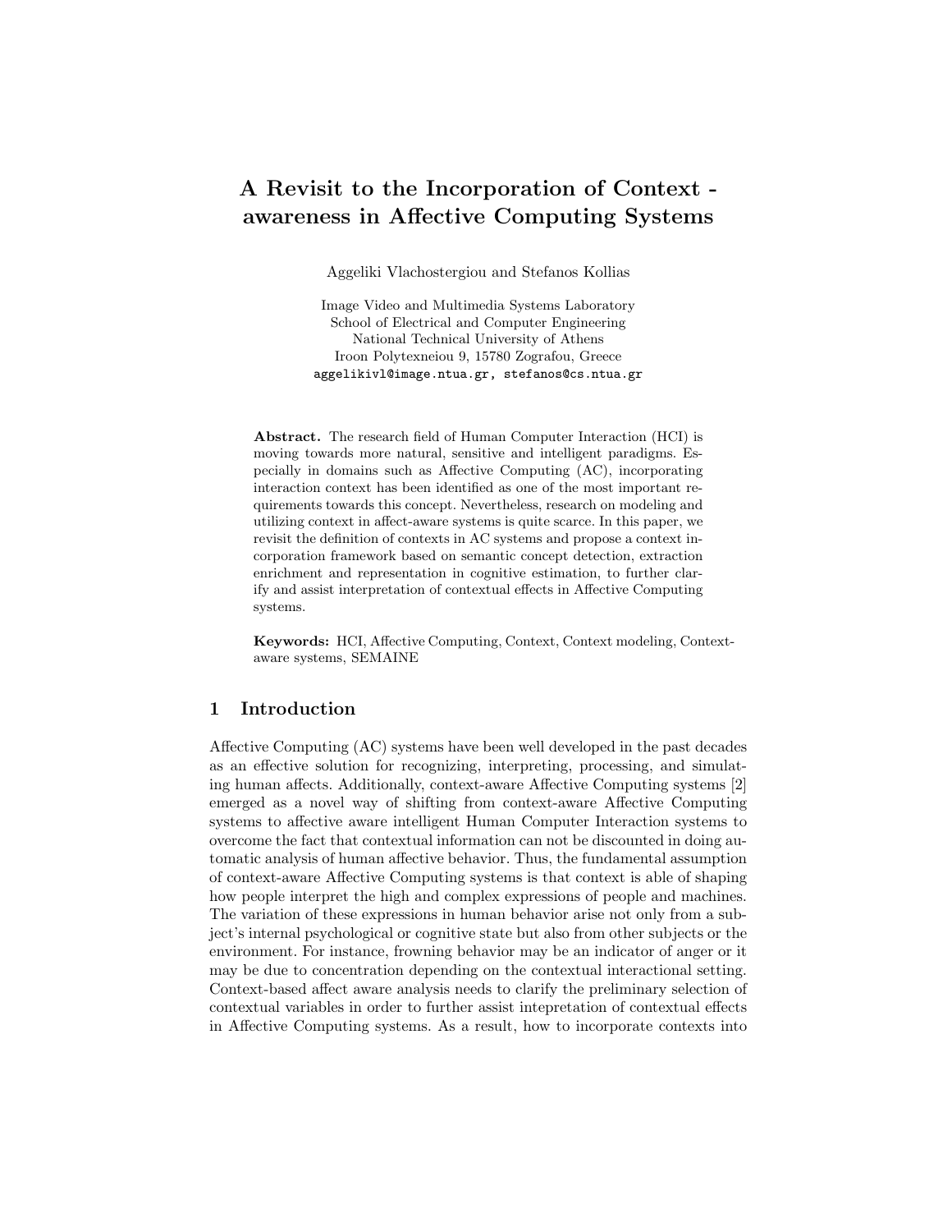# A Revisit to the Incorporation of Context - awareness in Affective Computing Systems

Aggeliki Vlachostergiou and Stefanos Kollias

Image Video and Multimedia Systems Laboratory
School of Electrical and Computer Engineering
National Technical University of Athens
Iroon Polytexneiou 9, 15780 Zografou, Greece
aggelikivl@image.ntua.gr, stefanos@cs.ntua.gr

**Abstract.** The research field of Human Computer Interaction (HCI) is moving towards more natural, sensitive and intelligent paradigms. Especially in domains such as Affective Computing (AC), incorporating interaction context has been identified as one of the most important requirements towards this concept. Nevertheless, research on modeling and utilizing context in affect-aware systems is quite scarce. In this paper, we revisit the definition of contexts in AC systems and propose a context incorporation framework based on semantic concept detection, extraction enrichment and representation in cognitive estimation, to further clarify and assist interpretation of contextual effects in Affective Computing systems.

**Keywords:** HCI, Affective Computing, Context, Context modeling, Context-aware systems, SEMAINE

## 1 Introduction

Affective Computing (AC) systems have been well developed in the past decades as an effective solution for recognizing, interpreting, processing, and simulating human affects. Additionally, context-aware Affective Computing systems [2] emerged as a novel way of shifting from context-aware Affective Computing systems to affective aware intelligent Human Computer Interaction systems to overcome the fact that contextual information can not be discounted in doing automatic analysis of human affective behavior. Thus, the fundamental assumption of context-aware Affective Computing systems is that context is able of shaping how people interpret the high and complex expressions of people and machines. The variation of these expressions in human behavior arise not only from a subject's internal psychological or cognitive state but also from other subjects or the environment. For instance, frowning behavior may be an indicator of anger or it may be due to concentration depending on the contextual interactional setting. Context-based affect aware analysis needs to clarify the preliminary selection of contextual variables in order to further assist intepretation of contextual effects in Affective Computing systems. As a result, how to incorporate contexts into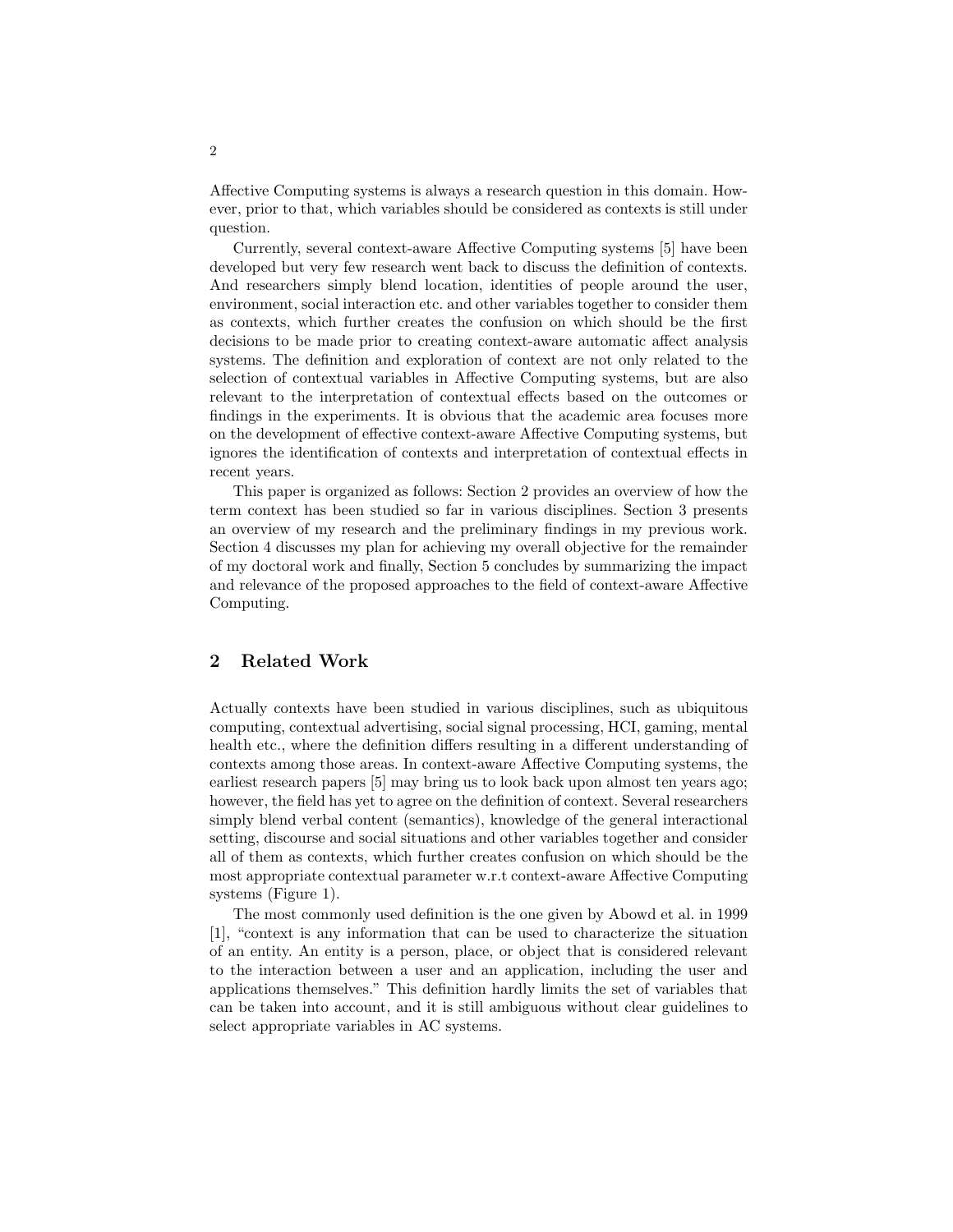Affective Computing systems is always a research question in this domain. However, prior to that, which variables should be considered as contexts is still under question.

Currently, several context-aware Affective Computing systems [5] have been developed but very few research went back to discuss the definition of contexts. And researchers simply blend location, identities of people around the user, environment, social interaction etc. and other variables together to consider them as contexts, which further creates the confusion on which should be the first decisions to be made prior to creating context-aware automatic affect analysis systems. The definition and exploration of context are not only related to the selection of contextual variables in Affective Computing systems, but are also relevant to the interpretation of contextual effects based on the outcomes or findings in the experiments. It is obvious that the academic area focuses more on the development of effective context-aware Affective Computing systems, but ignores the identification of contexts and interpretation of contextual effects in recent years.

This paper is organized as follows: Section 2 provides an overview of how the term context has been studied so far in various disciplines. Section 3 presents an overview of my research and the preliminary findings in my previous work. Section 4 discusses my plan for achieving my overall objective for the remainder of my doctoral work and finally, Section 5 concludes by summarizing the impact and relevance of the proposed approaches to the field of context-aware Affective Computing.

## 2 Related Work

Actually contexts have been studied in various disciplines, such as ubiquitous computing, contextual advertising, social signal processing, HCI, gaming, mental health etc., where the definition differs resulting in a different understanding of contexts among those areas. In context-aware Affective Computing systems, the earliest research papers [5] may bring us to look back upon almost ten years ago; however, the field has yet to agree on the definition of context. Several researchers simply blend verbal content (semantics), knowledge of the general interactional setting, discourse and social situations and other variables together and consider all of them as contexts, which further creates confusion on which should be the most appropriate contextual parameter w.r.t context-aware Affective Computing systems (Figure 1).

The most commonly used definition is the one given by Abowd et al. in 1999 [1], "context is any information that can be used to characterize the situation of an entity. An entity is a person, place, or object that is considered relevant to the interaction between a user and an application, including the user and applications themselves." This definition hardly limits the set of variables that can be taken into account, and it is still ambiguous without clear guidelines to select appropriate variables in AC systems.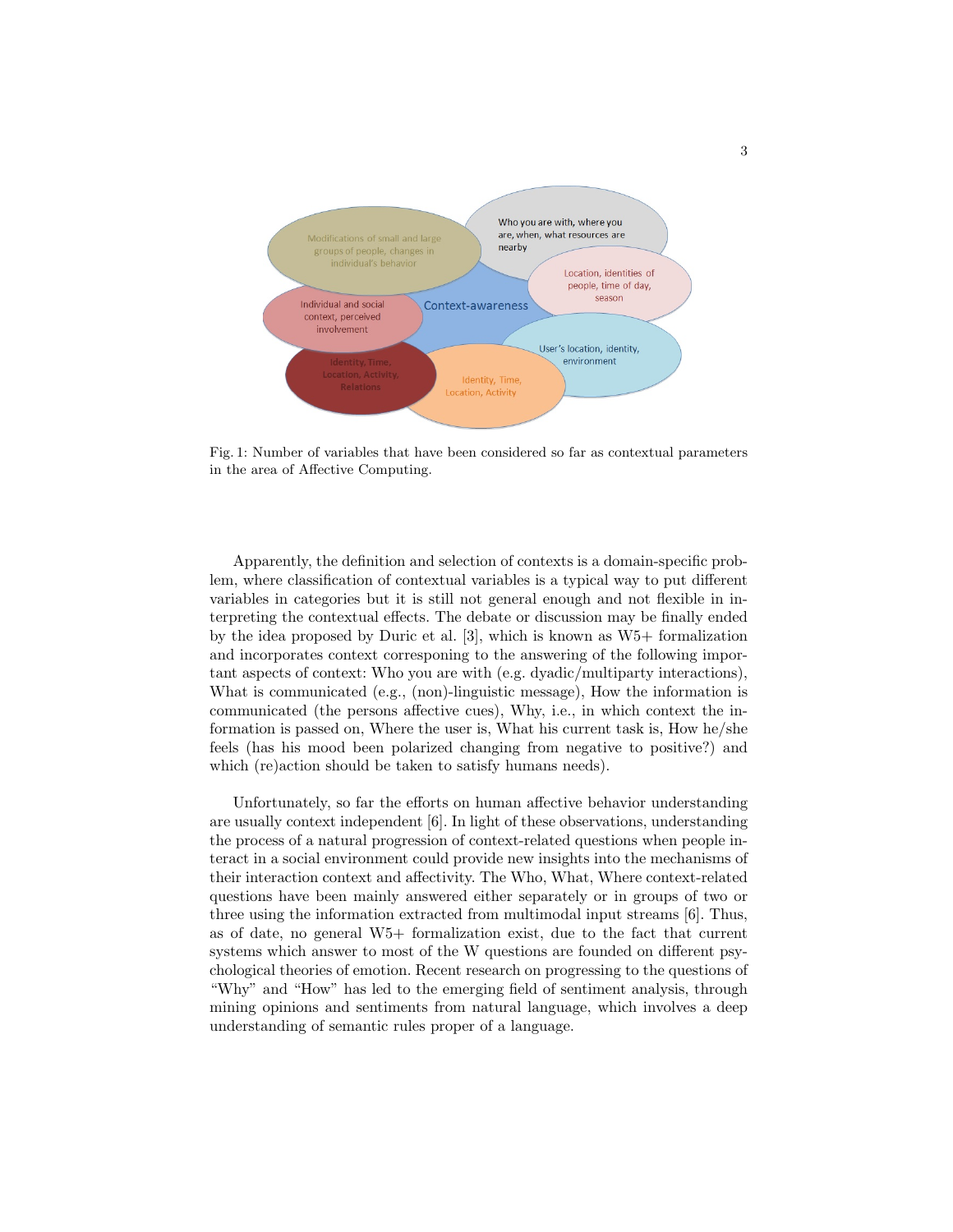Fig. 1: Number of variables that have been considered so far as contextual parameters in the area of Affective Computing.

Apparently, the definition and selection of contexts is a domain-specific problem, where classification of contextual variables is a typical way to put different variables in categories but it is still not general enough and not flexible in interpreting the contextual effects. The debate or discussion may be finally ended by the idea proposed by Duric et al. [3], which is known as W5+ formalization and incorporates context corresponing to the answering of the following important aspects of context: Who you are with (e.g. dyadic/multiparty interactions), What is communicated (e.g., (non)-linguistic message), How the information is communicated (the persons affective cues), Why, i.e., in which context the information is passed on, Where the user is, What his current task is, How he/she feels (has his mood been polarized changing from negative to positive?) and which (re)action should be taken to satisfy humans needs).

Unfortunately, so far the efforts on human affective behavior understanding are usually context independent [6]. In light of these observations, understanding the process of a natural progression of context-related questions when people interact in a social environment could provide new insights into the mechanisms of their interaction context and affectivity. The Who, What, Where context-related questions have been mainly answered either separately or in groups of two or three using the information extracted from multimodal input streams [6]. Thus, as of date, no general W5+ formalization exist, due to the fact that current systems which answer to most of the W questions are founded on different psychological theories of emotion. Recent research on progressing to the questions of "Why" and "How" has led to the emerging field of sentiment analysis, through mining opinions and sentiments from natural language, which involves a deep understanding of semantic rules proper of a language.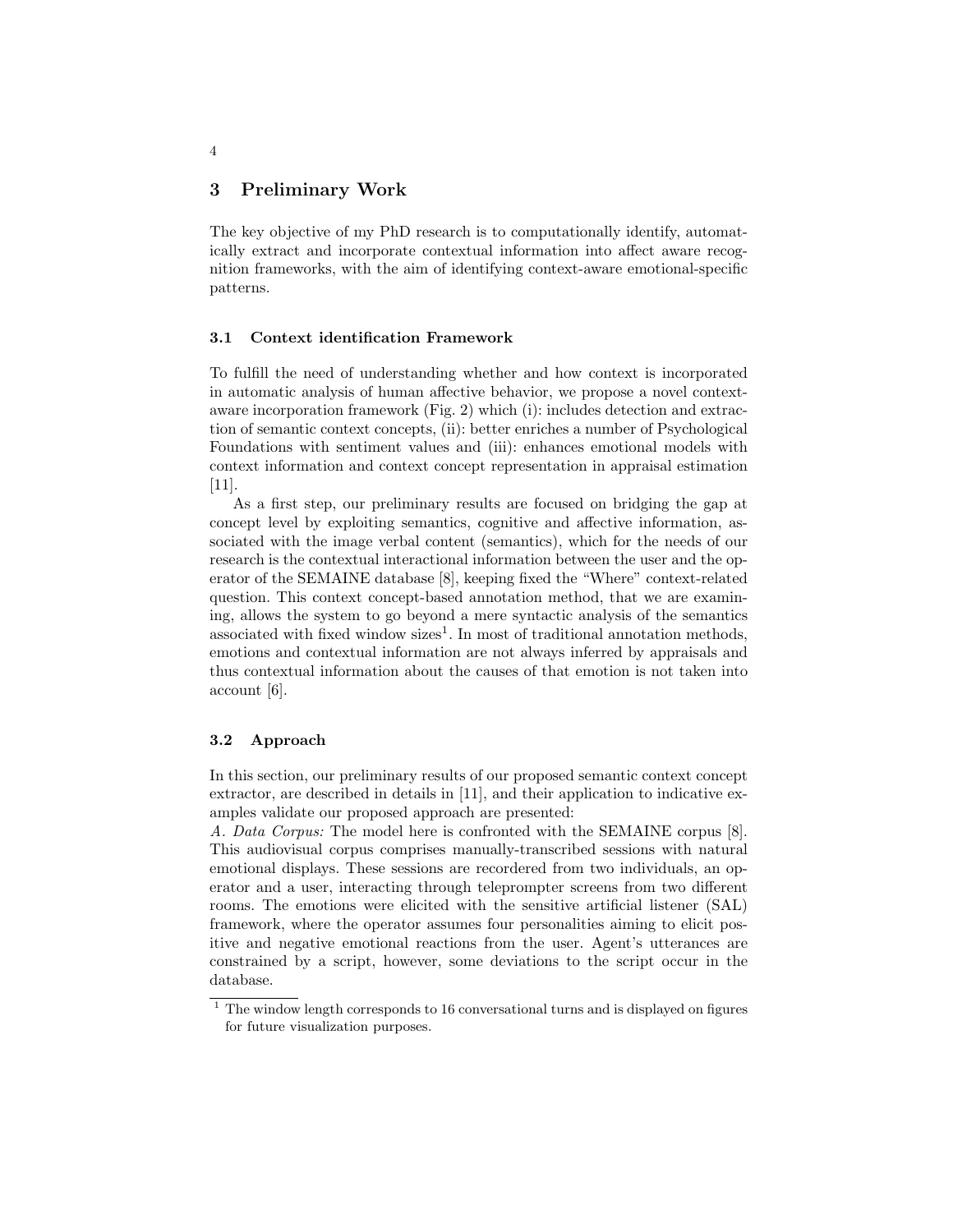## 3 Preliminary Work

The key objective of my PhD research is to computationally identify, automatically extract and incorporate contextual information into affect aware recognition frameworks, with the aim of identifying context-aware emotional-specific patterns.

### 3.1 Context identification Framework

To fulfill the need of understanding whether and how context is incorporated in automatic analysis of human affective behavior, we propose a novel context-aware incorporation framework (Fig. 2) which (i): includes detection and extraction of semantic context concepts, (ii): better enriches a number of Psychological Foundations with sentiment values and (iii): enhances emotional models with context information and context concept representation in appraisal estimation [11].

As a first step, our preliminary results are focused on bridging the gap at concept level by exploiting semantics, cognitive and affective information, associated with the image verbal content (semantics), which for the needs of our research is the contextual interactional information between the user and the operator of the SEMAINE database [8], keeping fixed the "Where" context-related question. This context concept-based annotation method, that we are examining, allows the system to go beyond a mere syntactic analysis of the semantics associated with fixed window sizes[1]. In most of traditional annotation methods, emotions and contextual information are not always inferred by appraisals and thus contextual information about the causes of that emotion is not taken into account [6].

### 3.2 Approach

In this section, our preliminary results of our proposed semantic context concept extractor, are described in details in [11], and their application to indicative examples validate our proposed approach are presented:

*A. Data Corpus:* The model here is confronted with the SEMAINE corpus [8]. This audiovisual corpus comprises manually-transcribed sessions with natural emotional displays. These sessions are recordered from two individuals, an operator and a user, interacting through teleprompter screens from two different rooms. The emotions were elicited with the sensitive artificial listener (SAL) framework, where the operator assumes four personalities aiming to elicit positive and negative emotional reactions from the user. Agent's utterances are constrained by a script, however, some deviations to the script occur in the database.

[1] The window length corresponds to 16 conversational turns and is displayed on figures for future visualization purposes.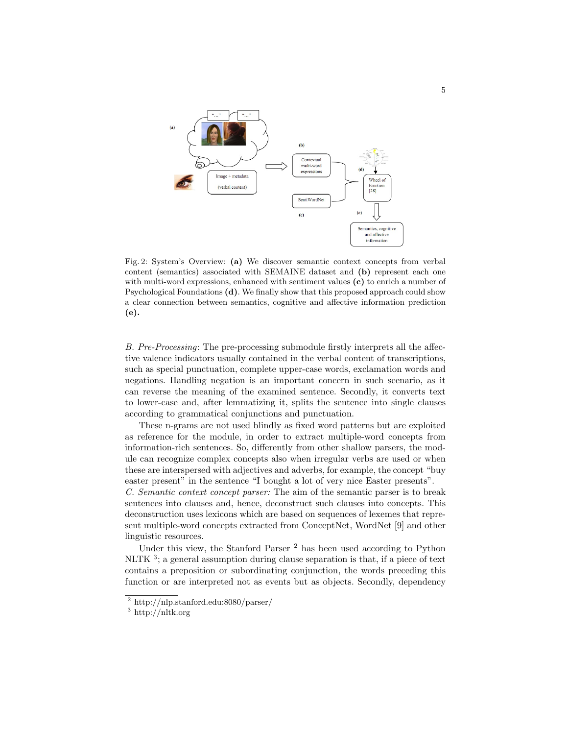Fig. 2: System's Overview: **(a)** We discover semantic context concepts from verbal content (semantics) associated with SEMAINE dataset and **(b)** represent each one with multi-word expressions, enhanced with sentiment values **(c)** to enrich a number of Psychological Foundations **(d)**. We finally show that this proposed approach could show a clear connection between semantics, cognitive and affective information prediction **(e).**

*B. Pre-Processing*: The pre-processing submodule firstly interprets all the affective valence indicators usually contained in the verbal content of transcriptions, such as special punctuation, complete upper-case words, exclamation words and negations. Handling negation is an important concern in such scenario, as it can reverse the meaning of the examined sentence. Secondly, it converts text to lower-case and, after lemmatizing it, splits the sentence into single clauses according to grammatical conjunctions and punctuation.

These n-grams are not used blindly as fixed word patterns but are exploited as reference for the module, in order to extract multiple-word concepts from information-rich sentences. So, differently from other shallow parsers, the module can recognize complex concepts also when irregular verbs are used or when these are interspersed with adjectives and adverbs, for example, the concept "buy easter present" in the sentence "I bought a lot of very nice Easter presents".

*C. Semantic context concept parser:* The aim of the semantic parser is to break sentences into clauses and, hence, deconstruct such clauses into concepts. This deconstruction uses lexicons which are based on sequences of lexemes that represent multiple-word concepts extracted from ConceptNet, WordNet [9] and other linguistic resources.

Under this view, the Stanford Parser [2] has been used according to Python NLTK [3]; a general assumption during clause separation is that, if a piece of text contains a preposition or subordinating conjunction, the words preceding this function or are interpreted not as events but as objects. Secondly, dependency

[2] http://nlp.stanford.edu:8080/parser/

[3] http://nltk.org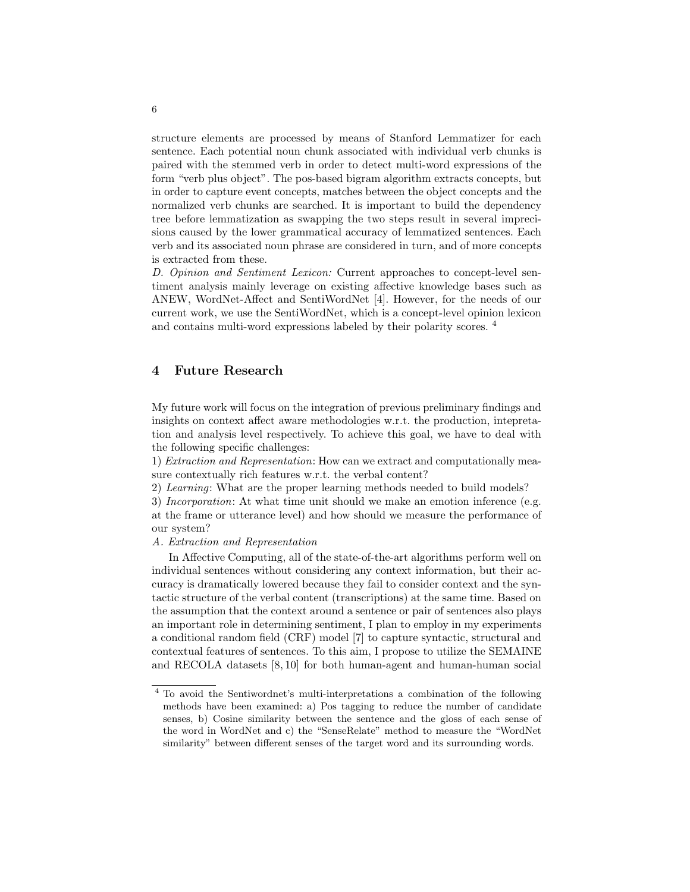structure elements are processed by means of Stanford Lemmatizer for each sentence. Each potential noun chunk associated with individual verb chunks is paired with the stemmed verb in order to detect multi-word expressions of the form "verb plus object". The pos-based bigram algorithm extracts concepts, but in order to capture event concepts, matches between the object concepts and the normalized verb chunks are searched. It is important to build the dependency tree before lemmatization as swapping the two steps result in several imprecisions caused by the lower grammatical accuracy of lemmatized sentences. Each verb and its associated noun phrase are considered in turn, and of more concepts is extracted from these.
*D. Opinion and Sentiment Lexicon:* Current approaches to concept-level sentiment analysis mainly leverage on existing affective knowledge bases such as ANEW, WordNet-Affect and SentiWordNet [4]. However, for the needs of our current work, we use the SentiWordNet, which is a concept-level opinion lexicon and contains multi-word expressions labeled by their polarity scores. [4]

## 4 Future Research

My future work will focus on the integration of previous preliminary findings and insights on context affect aware methodologies w.r.t. the production, intepretation and analysis level respectively. To achieve this goal, we have to deal with the following specific challenges:
1) *Extraction and Representation*: How can we extract and computationally measure contextually rich features w.r.t. the verbal content?
2) *Learning*: What are the proper learning methods needed to build models?
3) *Incorporation*: At what time unit should we make an emotion inference (e.g. at the frame or utterance level) and how should we measure the performance of our system?
*A. Extraction and Representation*

In Affective Computing, all of the state-of-the-art algorithms perform well on individual sentences without considering any context information, but their accuracy is dramatically lowered because they fail to consider context and the syntactic structure of the verbal content (transcriptions) at the same time. Based on the assumption that the context around a sentence or pair of sentences also plays an important role in determining sentiment, I plan to employ in my experiments a conditional random field (CRF) model [7] to capture syntactic, structural and contextual features of sentences. To this aim, I propose to utilize the SEMAINE and RECOLA datasets [8, 10] for both human-agent and human-human social

[4] To avoid the Sentiwordnet's multi-interpretations a combination of the following methods have been examined: a) Pos tagging to reduce the number of candidate senses, b) Cosine similarity between the sentence and the gloss of each sense of the word in WordNet and c) the "SenseRelate" method to measure the "WordNet similarity" between different senses of the target word and its surrounding words.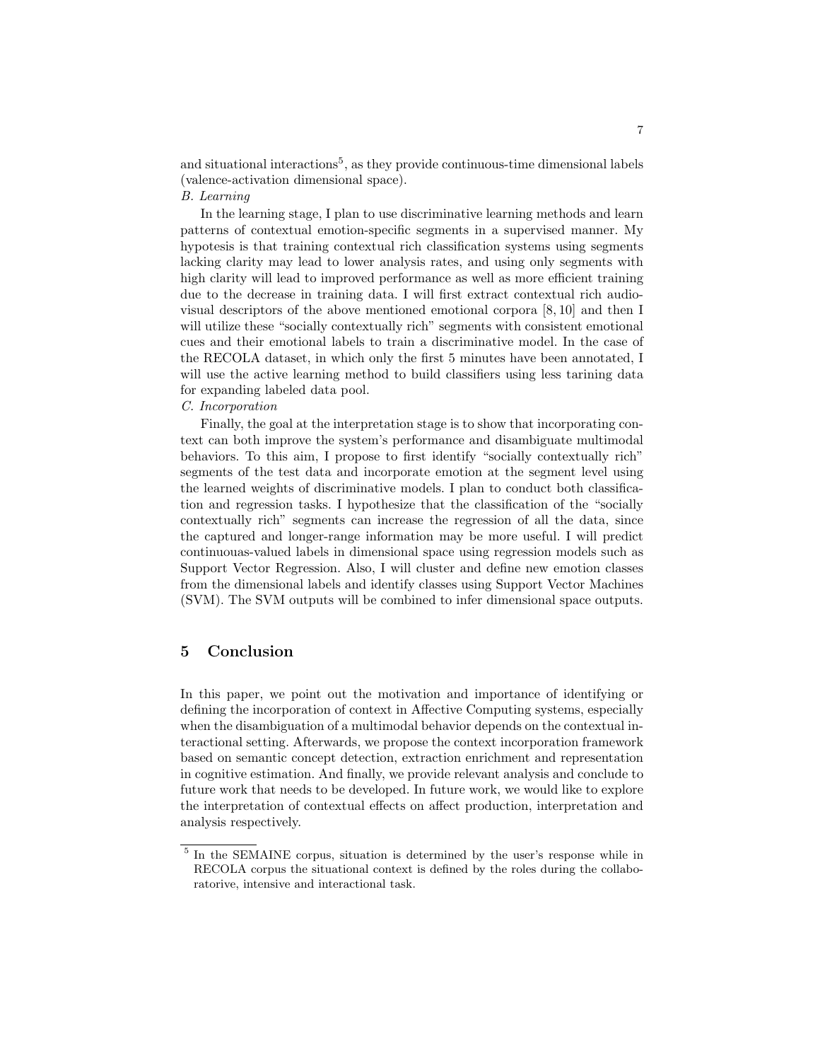and situational interactions[5], as they provide continuous-time dimensional labels (valence-activation dimensional space).

*B. Learning*

In the learning stage, I plan to use discriminative learning methods and learn patterns of contextual emotion-specific segments in a supervised manner. My hypotesis is that training contextual rich classification systems using segments lacking clarity may lead to lower analysis rates, and using only segments with high clarity will lead to improved performance as well as more efficient training due to the decrease in training data. I will first extract contextual rich audio-visual descriptors of the above mentioned emotional corpora [8, 10] and then I will utilize these "socially contextually rich" segments with consistent emotional cues and their emotional labels to train a discriminative model. In the case of the RECOLA dataset, in which only the first 5 minutes have been annotated, I will use the active learning method to build classifiers using less tarining data for expanding labeled data pool.

*C. Incorporation*

Finally, the goal at the interpretation stage is to show that incorporating context can both improve the system's performance and disambiguate multimodal behaviors. To this aim, I propose to first identify "socially contextually rich" segments of the test data and incorporate emotion at the segment level using the learned weights of discriminative models. I plan to conduct both classification and regression tasks. I hypothesize that the classification of the "socially contextually rich" segments can increase the regression of all the data, since the captured and longer-range information may be more useful. I will predict continuouas-valued labels in dimensional space using regression models such as Support Vector Regression. Also, I will cluster and define new emotion classes from the dimensional labels and identify classes using Support Vector Machines (SVM). The SVM outputs will be combined to infer dimensional space outputs.

## 5 Conclusion

In this paper, we point out the motivation and importance of identifying or defining the incorporation of context in Affective Computing systems, especially when the disambiguation of a multimodal behavior depends on the contextual interactional setting. Afterwards, we propose the context incorporation framework based on semantic concept detection, extraction enrichment and representation in cognitive estimation. And finally, we provide relevant analysis and conclude to future work that needs to be developed. In future work, we would like to explore the interpretation of contextual effects on affect production, interpretation and analysis respectively.

---

[5] In the SEMAINE corpus, situation is determined by the user's response while in RECOLA corpus the situational context is defined by the roles during the collaboratorive, intensive and interactional task.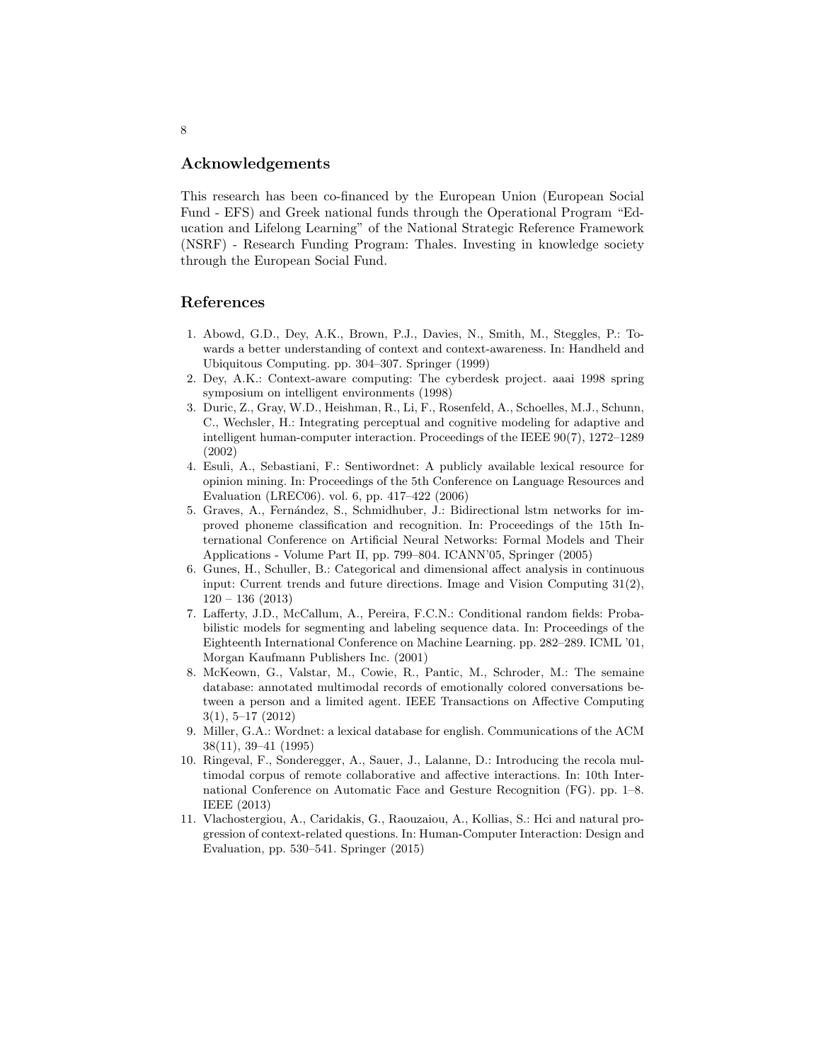## Acknowledgements

This research has been co-financed by the European Union (European Social Fund - EFS) and Greek national funds through the Operational Program "Education and Lifelong Learning" of the National Strategic Reference Framework (NSRF) - Research Funding Program: Thales. Investing in knowledge society through the European Social Fund.

## References

1. Abowd, G.D., Dey, A.K., Brown, P.J., Davies, N., Smith, M., Steggles, P.: Towards a better understanding of context and context-awareness. In: Handheld and Ubiquitous Computing. pp. 304–307. Springer (1999)
2. Dey, A.K.: Context-aware computing: The cyberdesk project. aaai 1998 spring symposium on intelligent environments (1998)
3. Duric, Z., Gray, W.D., Heishman, R., Li, F., Rosenfeld, A., Schoelles, M.J., Schunn, C., Wechsler, H.: Integrating perceptual and cognitive modeling for adaptive and intelligent human-computer interaction. Proceedings of the IEEE 90(7), 1272–1289 (2002)
4. Esuli, A., Sebastiani, F.: Sentiwordnet: A publicly available lexical resource for opinion mining. In: Proceedings of the 5th Conference on Language Resources and Evaluation (LREC06). vol. 6, pp. 417–422 (2006)
5. Graves, A., Fernández, S., Schmidhuber, J.: Bidirectional lstm networks for improved phoneme classification and recognition. In: Proceedings of the 15th International Conference on Artificial Neural Networks: Formal Models and Their Applications - Volume Part II, pp. 799–804. ICANN'05, Springer (2005)
6. Gunes, H., Schuller, B.: Categorical and dimensional affect analysis in continuous input: Current trends and future directions. Image and Vision Computing 31(2), 120 – 136 (2013)
7. Lafferty, J.D., McCallum, A., Pereira, F.C.N.: Conditional random fields: Probabilistic models for segmenting and labeling sequence data. In: Proceedings of the Eighteenth International Conference on Machine Learning. pp. 282–289. ICML '01, Morgan Kaufmann Publishers Inc. (2001)
8. McKeown, G., Valstar, M., Cowie, R., Pantic, M., Schroder, M.: The semaine database: annotated multimodal records of emotionally colored conversations between a person and a limited agent. IEEE Transactions on Affective Computing 3(1), 5–17 (2012)
9. Miller, G.A.: Wordnet: a lexical database for english. Communications of the ACM 38(11), 39–41 (1995)
10. Ringeval, F., Sonderegger, A., Sauer, J., Lalanne, D.: Introducing the recola multimodal corpus of remote collaborative and affective interactions. In: 10th International Conference on Automatic Face and Gesture Recognition (FG). pp. 1–8. IEEE (2013)
11. Vlachostergiou, A., Caridakis, G., Raouzaiou, A., Kollias, S.: Hci and natural progression of context-related questions. In: Human-Computer Interaction: Design and Evaluation, pp. 530–541. Springer (2015)